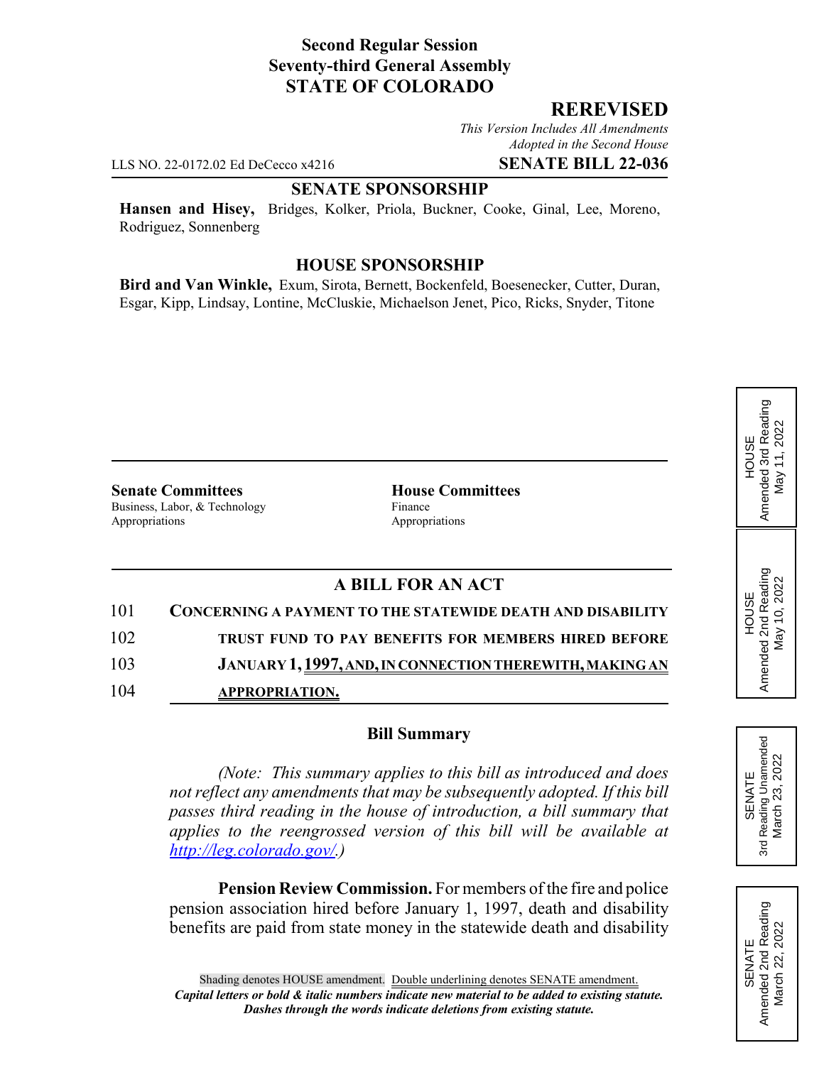**Second Regular Session**
**Seventy-third General Assembly**
**STATE OF COLORADO**

## REREVISED

*This Version Includes All Amendments Adopted in the Second House*

LLS NO. 22-0172.02 Ed DeCecco x4216 **SENATE BILL 22-036**

### SENATE SPONSORSHIP

**Hansen and Hisey,** Bridges, Kolker, Priola, Buckner, Cooke, Ginal, Lee, Moreno, Rodriguez, Sonnenberg

### HOUSE SPONSORSHIP

**Bird and Van Winkle,** Exum, Sirota, Bernett, Bockenfeld, Boesenecker, Cutter, Duran, Esgar, Kipp, Lindsay, Lontine, McCluskie, Michaelson Jenet, Pico, Ricks, Snyder, Titone

**Senate Committees**
Business, Labor, & Technology
Appropriations

**House Committees**
Finance
Appropriations

HOUSE Amended 3rd Reading May 11, 2022

HOUSE Amended 2nd Reading May 10, 2022

SENATE 3rd Reading Unamended March 23, 2022

SENATE Amended 2nd Reading March 22, 2022

### A BILL FOR AN ACT

101 **CONCERNING A PAYMENT TO THE STATEWIDE DEATH AND DISABILITY**
102 **TRUST FUND TO PAY BENEFITS FOR MEMBERS HIRED BEFORE**
103 **JANUARY 1, 1997, AND, IN CONNECTION THEREWITH, MAKING AN**
104 **APPROPRIATION.**

### Bill Summary

*(Note: This summary applies to this bill as introduced and does not reflect any amendments that may be subsequently adopted. If this bill passes third reading in the house of introduction, a bill summary that applies to the reengrossed version of this bill will be available at http://leg.colorado.gov/.)*

**Pension Review Commission.** For members of the fire and police pension association hired before January 1, 1997, death and disability benefits are paid from state money in the statewide death and disability

Shading denotes HOUSE amendment. Double underlining denotes SENATE amendment.
***Capital letters or bold & italic numbers indicate new material to be added to existing statute.***
***Dashes through the words indicate deletions from existing statute.***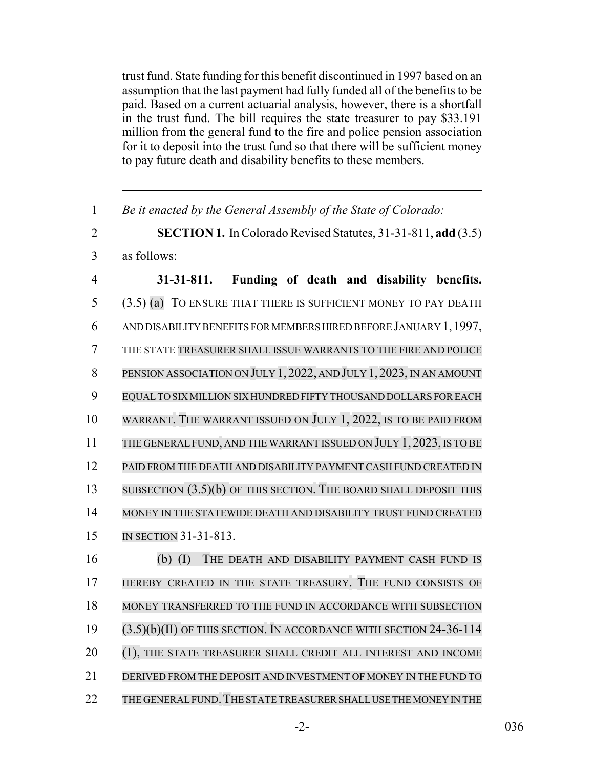trust fund. State funding for this benefit discontinued in 1997 based on an assumption that the last payment had fully funded all of the benefits to be paid. Based on a current actuarial analysis, however, there is a shortfall in the trust fund. The bill requires the state treasurer to pay $33.191 million from the general fund to the fire and police pension association for it to deposit into the trust fund so that there will be sufficient money to pay future death and disability benefits to these members.

---

*Be it enacted by the General Assembly of the State of Colorado:*

**SECTION 1.** In Colorado Revised Statutes, 31-31-811, **add** (3.5) as follows:

**31-31-811. Funding of death and disability benefits.** (3.5) (a) TO ENSURE THAT THERE IS SUFFICIENT MONEY TO PAY DEATH AND DISABILITY BENEFITS FOR MEMBERS HIRED BEFORE JANUARY 1, 1997, THE STATE TREASURER SHALL ISSUE WARRANTS TO THE FIRE AND POLICE PENSION ASSOCIATION ON JULY 1, 2022, AND JULY 1, 2023, IN AN AMOUNT EQUAL TO SIX MILLION SIX HUNDRED FIFTY THOUSAND DOLLARS FOR EACH WARRANT. THE WARRANT ISSUED ON JULY 1, 2022, IS TO BE PAID FROM THE GENERAL FUND, AND THE WARRANT ISSUED ON JULY 1, 2023, IS TO BE PAID FROM THE DEATH AND DISABILITY PAYMENT CASH FUND CREATED IN SUBSECTION (3.5)(b) OF THIS SECTION. THE BOARD SHALL DEPOSIT THIS MONEY IN THE STATEWIDE DEATH AND DISABILITY TRUST FUND CREATED IN SECTION 31-31-813.

(b) (I) THE DEATH AND DISABILITY PAYMENT CASH FUND IS HEREBY CREATED IN THE STATE TREASURY. THE FUND CONSISTS OF MONEY TRANSFERRED TO THE FUND IN ACCORDANCE WITH SUBSECTION (3.5)(b)(II) OF THIS SECTION. IN ACCORDANCE WITH SECTION 24-36-114 (1), THE STATE TREASURER SHALL CREDIT ALL INTEREST AND INCOME DERIVED FROM THE DEPOSIT AND INVESTMENT OF MONEY IN THE FUND TO THE GENERAL FUND. THE STATE TREASURER SHALL USE THE MONEY IN THE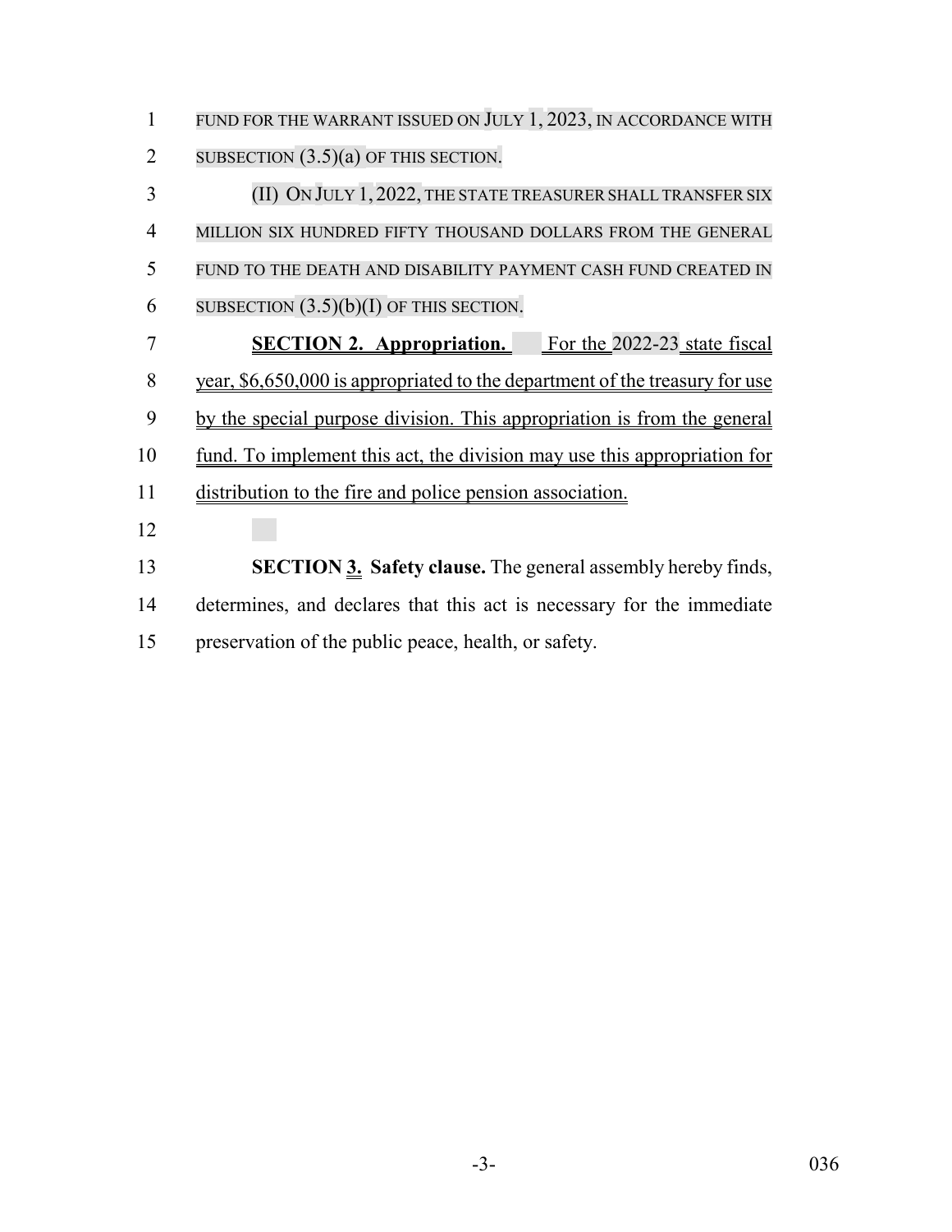FUND FOR THE WARRANT ISSUED ON JULY 1, 2023, IN ACCORDANCE WITH SUBSECTION (3.5)(a) OF THIS SECTION.

(II) ON JULY 1, 2022, THE STATE TREASURER SHALL TRANSFER SIX MILLION SIX HUNDRED FIFTY THOUSAND DOLLARS FROM THE GENERAL FUND TO THE DEATH AND DISABILITY PAYMENT CASH FUND CREATED IN SUBSECTION (3.5)(b)(I) OF THIS SECTION.

**SECTION 2. Appropriation.** For the 2022-23 state fiscal year, $6,650,000 is appropriated to the department of the treasury for use by the special purpose division. This appropriation is from the general fund. To implement this act, the division may use this appropriation for distribution to the fire and police pension association.

**SECTION 3. Safety clause.** The general assembly hereby finds, determines, and declares that this act is necessary for the immediate preservation of the public peace, health, or safety.